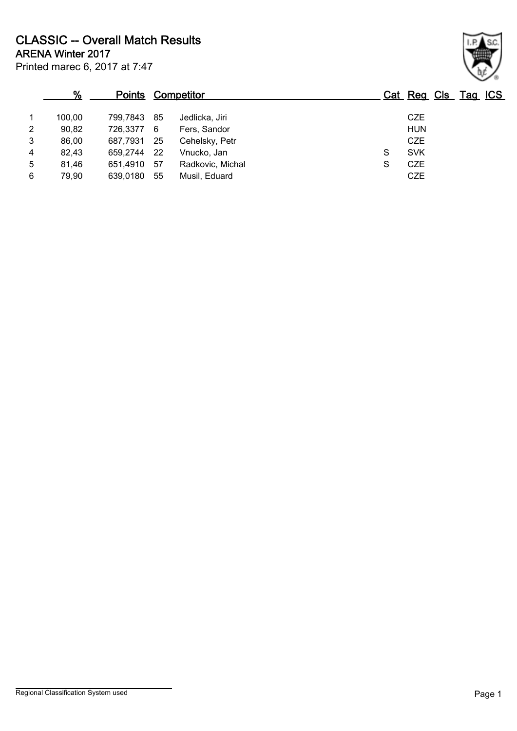# CLASSIC -- Overall Match Results

## ARENA Winter 2017

Printed marec 6, 2017 at 7:47

| | % | Points | Competitor | | Cat | Reg | Cls | Tag | ICS |
|---|---|---|---|---|---|---|---|---|---|
| 1 | 100,00 | 799,7843 | 85 | Jedlicka, Jiri | | CZE | | | |
| 2 | 90,82 | 726,3377 | 6 | Fers, Sandor | | HUN | | | |
| 3 | 86,00 | 687,7931 | 25 | Cehelsky, Petr | | CZE | | | |
| 4 | 82,43 | 659,2744 | 22 | Vnucko, Jan | S | SVK | | | |
| 5 | 81,46 | 651,4910 | 57 | Radkovic, Michal | S | CZE | | | |
| 6 | 79,90 | 639,0180 | 55 | Musil, Eduard | | CZE | | | |

Regional Classification System used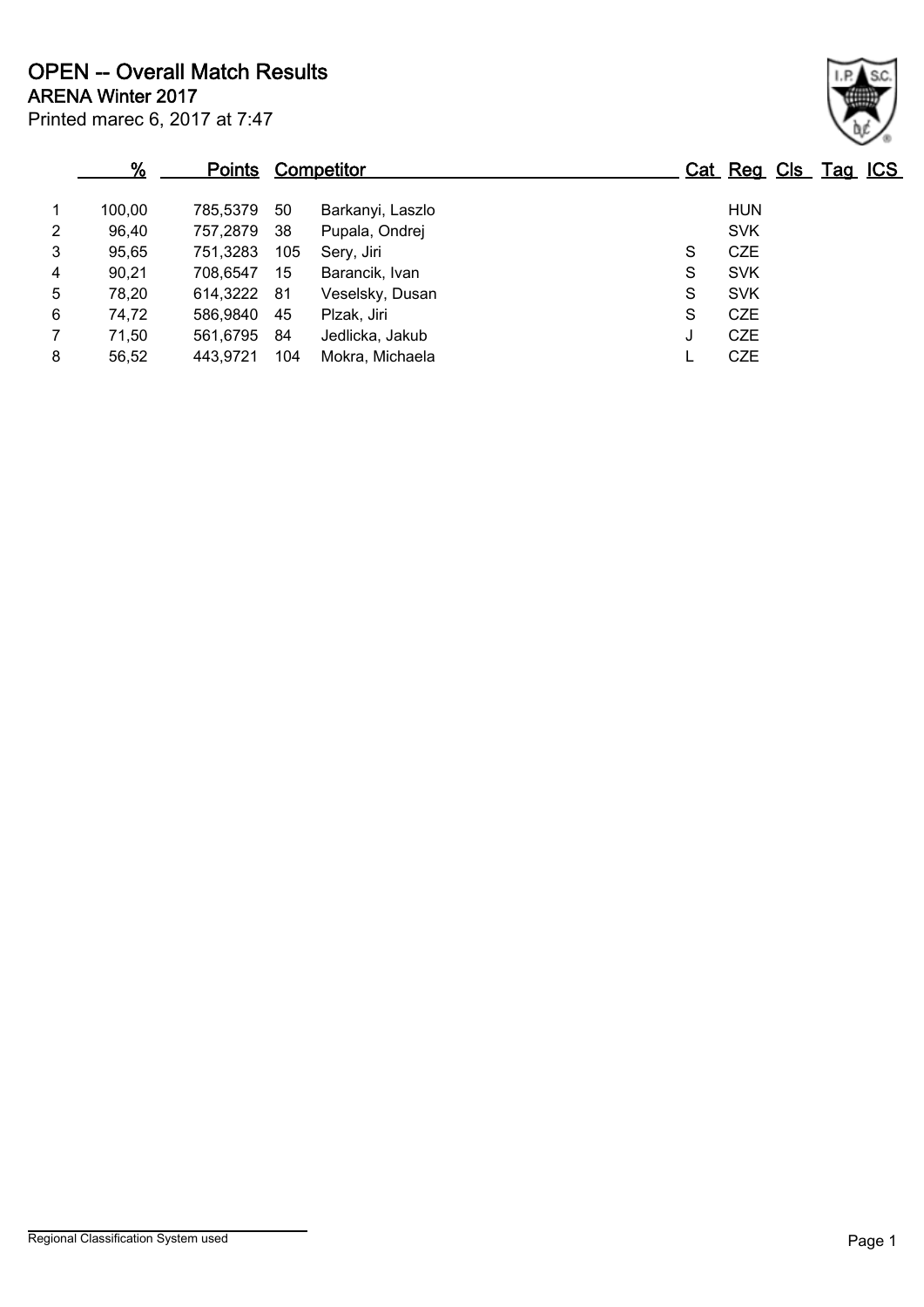# OPEN -- Overall Match Results

## ARENA Winter 2017

Printed marec 6, 2017 at 7:47

| | % | Points | Competitor | | Cat | Reg | Cls | Tag | ICS |
|---|---|---|---|---|---|---|---|---|---|
| 1 | 100,00 | 785,5379 | 50 | Barkanyi, Laszlo | | HUN | | | |
| 2 | 96,40 | 757,2879 | 38 | Pupala, Ondrej | | SVK | | | |
| 3 | 95,65 | 751,3283 | 105 | Sery, Jiri | S | CZE | | | |
| 4 | 90,21 | 708,6547 | 15 | Barancik, Ivan | S | SVK | | | |
| 5 | 78,20 | 614,3222 | 81 | Veselsky, Dusan | S | SVK | | | |
| 6 | 74,72 | 586,9840 | 45 | Plzak, Jiri | S | CZE | | | |
| 7 | 71,50 | 561,6795 | 84 | Jedlicka, Jakub | J | CZE | | | |
| 8 | 56,52 | 443,9721 | 104 | Mokra, Michaela | L | CZE | | | |

Regional Classification System used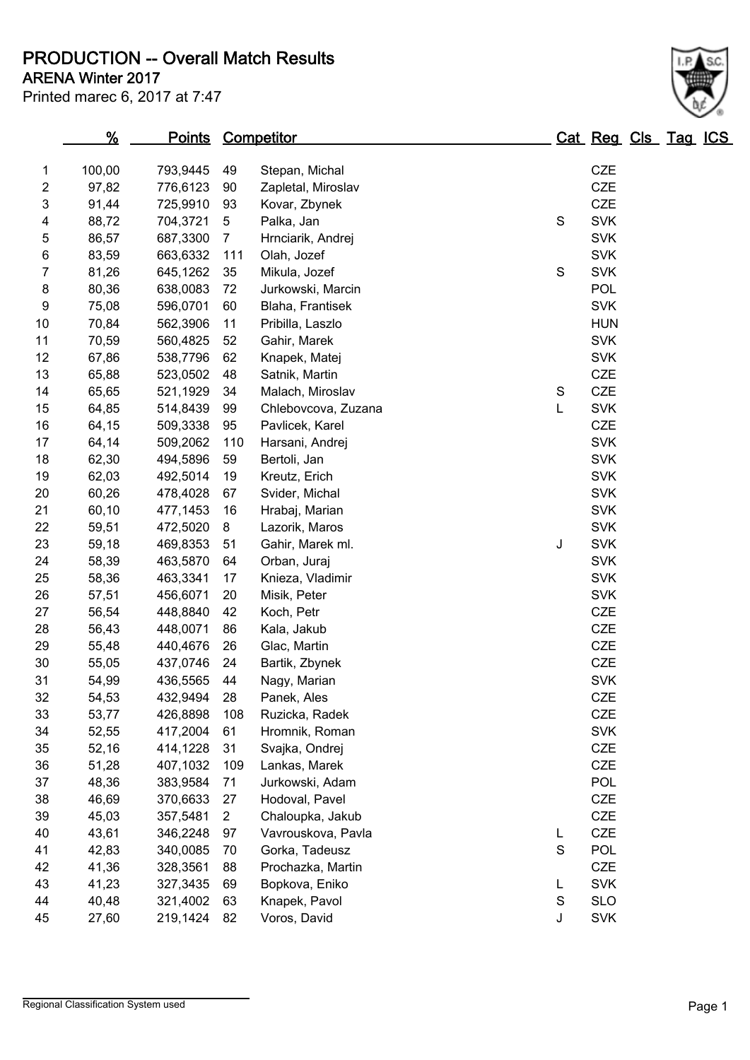# PRODUCTION -- Overall Match Results

## ARENA Winter 2017

Printed marec 6, 2017 at 7:47

| | % | Points | Competitor | | Cat | Reg | Cls | Tag | ICS |
|---|---|---|---|---|---|---|---|---|---|
| 1 | 100,00 | 793,9445 | 49 | Stepan, Michal | | CZE | | | |
| 2 | 97,82 | 776,6123 | 90 | Zapletal, Miroslav | | CZE | | | |
| 3 | 91,44 | 725,9910 | 93 | Kovar, Zbynek | | CZE | | | |
| 4 | 88,72 | 704,3721 | 5 | Palka, Jan | S | SVK | | | |
| 5 | 86,57 | 687,3300 | 7 | Hrnciarik, Andrej | | SVK | | | |
| 6 | 83,59 | 663,6332 | 111 | Olah, Jozef | | SVK | | | |
| 7 | 81,26 | 645,1262 | 35 | Mikula, Jozef | S | SVK | | | |
| 8 | 80,36 | 638,0083 | 72 | Jurkowski, Marcin | | POL | | | |
| 9 | 75,08 | 596,0701 | 60 | Blaha, Frantisek | | SVK | | | |
| 10 | 70,84 | 562,3906 | 11 | Pribilla, Laszlo | | HUN | | | |
| 11 | 70,59 | 560,4825 | 52 | Gahir, Marek | | SVK | | | |
| 12 | 67,86 | 538,7796 | 62 | Knapek, Matej | | SVK | | | |
| 13 | 65,88 | 523,0502 | 48 | Satnik, Martin | | CZE | | | |
| 14 | 65,65 | 521,1929 | 34 | Malach, Miroslav | S | CZE | | | |
| 15 | 64,85 | 514,8439 | 99 | Chlebovcova, Zuzana | L | SVK | | | |
| 16 | 64,15 | 509,3338 | 95 | Pavlicek, Karel | | CZE | | | |
| 17 | 64,14 | 509,2062 | 110 | Harsani, Andrej | | SVK | | | |
| 18 | 62,30 | 494,5896 | 59 | Bertoli, Jan | | SVK | | | |
| 19 | 62,03 | 492,5014 | 19 | Kreutz, Erich | | SVK | | | |
| 20 | 60,26 | 478,4028 | 67 | Svider, Michal | | SVK | | | |
| 21 | 60,10 | 477,1453 | 16 | Hrabaj, Marian | | SVK | | | |
| 22 | 59,51 | 472,5020 | 8 | Lazorik, Maros | | SVK | | | |
| 23 | 59,18 | 469,8353 | 51 | Gahir, Marek ml. | J | SVK | | | |
| 24 | 58,39 | 463,5870 | 64 | Orban, Juraj | | SVK | | | |
| 25 | 58,36 | 463,3341 | 17 | Knieza, Vladimir | | SVK | | | |
| 26 | 57,51 | 456,6071 | 20 | Misik, Peter | | SVK | | | |
| 27 | 56,54 | 448,8840 | 42 | Koch, Petr | | CZE | | | |
| 28 | 56,43 | 448,0071 | 86 | Kala, Jakub | | CZE | | | |
| 29 | 55,48 | 440,4676 | 26 | Glac, Martin | | CZE | | | |
| 30 | 55,05 | 437,0746 | 24 | Bartik, Zbynek | | CZE | | | |
| 31 | 54,99 | 436,5565 | 44 | Nagy, Marian | | SVK | | | |
| 32 | 54,53 | 432,9494 | 28 | Panek, Ales | | CZE | | | |
| 33 | 53,77 | 426,8898 | 108 | Ruzicka, Radek | | CZE | | | |
| 34 | 52,55 | 417,2004 | 61 | Hromnik, Roman | | SVK | | | |
| 35 | 52,16 | 414,1228 | 31 | Svajka, Ondrej | | CZE | | | |
| 36 | 51,28 | 407,1032 | 109 | Lankas, Marek | | CZE | | | |
| 37 | 48,36 | 383,9584 | 71 | Jurkowski, Adam | | POL | | | |
| 38 | 46,69 | 370,6633 | 27 | Hodoval, Pavel | | CZE | | | |
| 39 | 45,03 | 357,5481 | 2 | Chaloupka, Jakub | | CZE | | | |
| 40 | 43,61 | 346,2248 | 97 | Vavrouskova, Pavla | L | CZE | | | |
| 41 | 42,83 | 340,0085 | 70 | Gorka, Tadeusz | S | POL | | | |
| 42 | 41,36 | 328,3561 | 88 | Prochazka, Martin | | CZE | | | |
| 43 | 41,23 | 327,3435 | 69 | Bopkova, Eniko | L | SVK | | | |
| 44 | 40,48 | 321,4002 | 63 | Knapek, Pavol | S | SLO | | | |
| 45 | 27,60 | 219,1424 | 82 | Voros, David | J | SVK | | | |

Regional Classification System used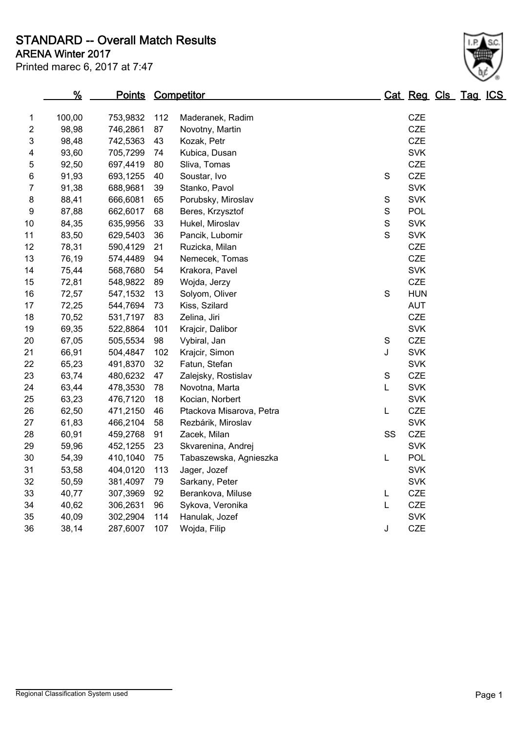# STANDARD -- Overall Match Results

## ARENA Winter 2017

Printed marec 6, 2017 at 7:47

| | % | Points | Competitor | | Cat | Reg | Cls | Tag | ICS |
|---|---|---|---|---|---|---|---|---|---|
| 1 | 100,00 | 753,9832 | 112 | Maderanek, Radim | | CZE | | | |
| 2 | 98,98 | 746,2861 | 87 | Novotny, Martin | | CZE | | | |
| 3 | 98,48 | 742,5363 | 43 | Kozak, Petr | | CZE | | | |
| 4 | 93,60 | 705,7299 | 74 | Kubica, Dusan | | SVK | | | |
| 5 | 92,50 | 697,4419 | 80 | Sliva, Tomas | | CZE | | | |
| 6 | 91,93 | 693,1255 | 40 | Soustar, Ivo | S | CZE | | | |
| 7 | 91,38 | 688,9681 | 39 | Stanko, Pavol | | SVK | | | |
| 8 | 88,41 | 666,6081 | 65 | Porubsky, Miroslav | S | SVK | | | |
| 9 | 87,88 | 662,6017 | 68 | Beres, Krzysztof | S | POL | | | |
| 10 | 84,35 | 635,9956 | 33 | Hukel, Miroslav | S | SVK | | | |
| 11 | 83,50 | 629,5403 | 36 | Pancik, Lubomir | S | SVK | | | |
| 12 | 78,31 | 590,4129 | 21 | Ruzicka, Milan | | CZE | | | |
| 13 | 76,19 | 574,4489 | 94 | Nemecek, Tomas | | CZE | | | |
| 14 | 75,44 | 568,7680 | 54 | Krakora, Pavel | | SVK | | | |
| 15 | 72,81 | 548,9822 | 89 | Wojda, Jerzy | | CZE | | | |
| 16 | 72,57 | 547,1532 | 13 | Solyom, Oliver | S | HUN | | | |
| 17 | 72,25 | 544,7694 | 73 | Kiss, Szilard | | AUT | | | |
| 18 | 70,52 | 531,7197 | 83 | Zelina, Jiri | | CZE | | | |
| 19 | 69,35 | 522,8864 | 101 | Krajcir, Dalibor | | SVK | | | |
| 20 | 67,05 | 505,5534 | 98 | Vybiral, Jan | S | CZE | | | |
| 21 | 66,91 | 504,4847 | 102 | Krajcir, Simon | J | SVK | | | |
| 22 | 65,23 | 491,8370 | 32 | Fatun, Stefan | | SVK | | | |
| 23 | 63,74 | 480,6232 | 47 | Zalejsky, Rostislav | S | CZE | | | |
| 24 | 63,44 | 478,3530 | 78 | Novotna, Marta | L | SVK | | | |
| 25 | 63,23 | 476,7120 | 18 | Kocian, Norbert | | SVK | | | |
| 26 | 62,50 | 471,2150 | 46 | Ptackova Misarova, Petra | L | CZE | | | |
| 27 | 61,83 | 466,2104 | 58 | Rezbárik, Miroslav | | SVK | | | |
| 28 | 60,91 | 459,2768 | 91 | Zacek, Milan | SS | CZE | | | |
| 29 | 59,96 | 452,1255 | 23 | Skvarenina, Andrej | | SVK | | | |
| 30 | 54,39 | 410,1040 | 75 | Tabaszewska, Agnieszka | L | POL | | | |
| 31 | 53,58 | 404,0120 | 113 | Jager, Jozef | | SVK | | | |
| 32 | 50,59 | 381,4097 | 79 | Sarkany, Peter | | SVK | | | |
| 33 | 40,77 | 307,3969 | 92 | Berankova, Miluse | L | CZE | | | |
| 34 | 40,62 | 306,2631 | 96 | Sykova, Veronika | L | CZE | | | |
| 35 | 40,09 | 302,2904 | 114 | Hanulak, Jozef | | SVK | | | |
| 36 | 38,14 | 287,6007 | 107 | Wojda, Filip | J | CZE | | | |

Regional Classification System used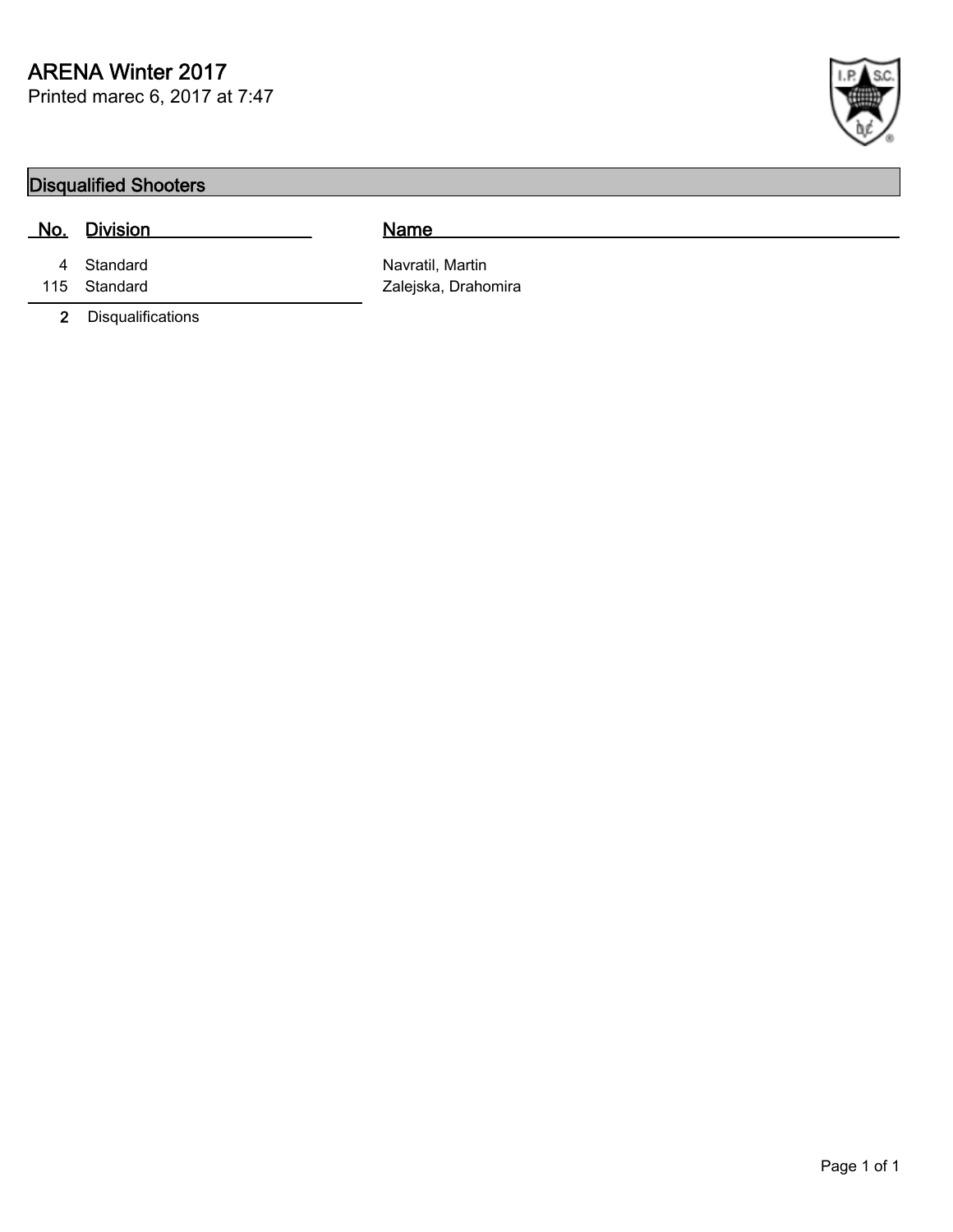# ARENA Winter 2017

Printed marec 6, 2017 at 7:47

## Disqualified Shooters

| No. | Division | Name |
| --- | --- | --- |
| 4 | Standard | Navratil, Martin |
| 115 | Standard | Zalejska, Drahomira |

**2** Disqualifications